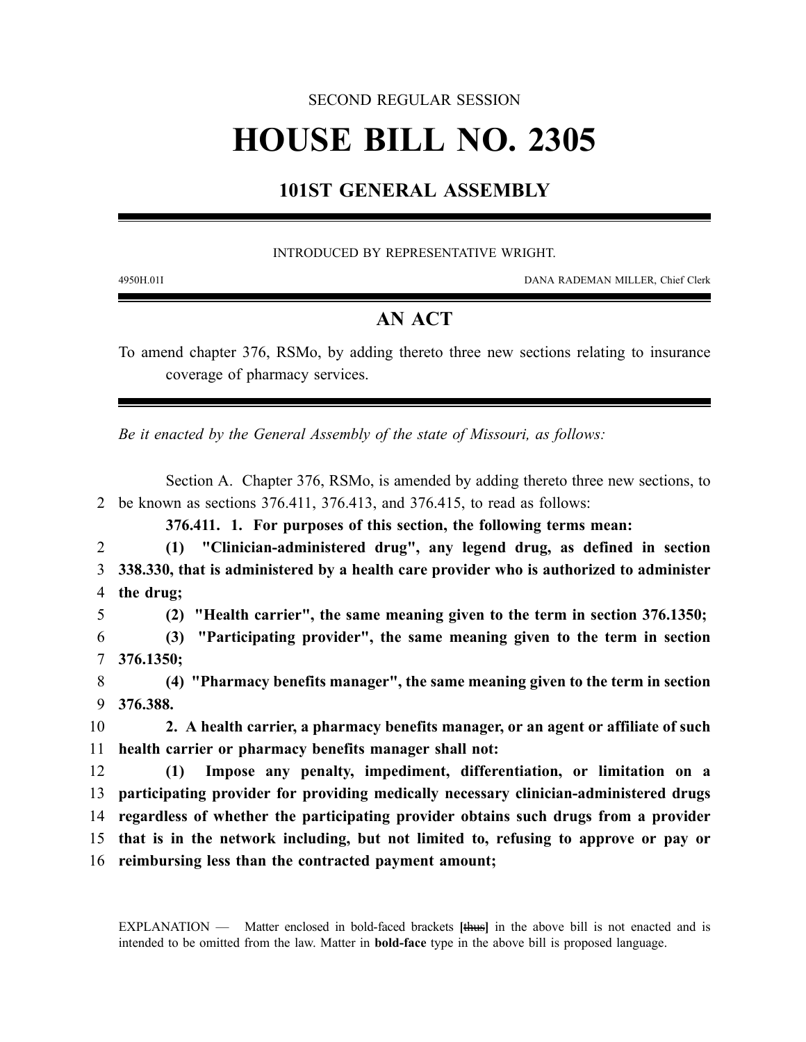SECOND REGULAR SESSION

# HOUSE BILL NO. 2305

## 101ST GENERAL ASSEMBLY

INTRODUCED BY REPRESENTATIVE WRIGHT.

4950H.01I DANA RADEMAN MILLER, Chief Clerk

## AN ACT

To amend chapter 376, RSMo, by adding thereto three new sections relating to insurance coverage of pharmacy services.

*Be it enacted by the General Assembly of the state of Missouri, as follows:*

Section A. Chapter 376, RSMo, is amended by adding thereto three new sections, to be known as sections 376.411, 376.413, and 376.415, to read as follows:

**376.411. 1. For purposes of this section, the following terms mean:**

**(1) "Clinician-administered drug", any legend drug, as defined in section 338.330, that is administered by a health care provider who is authorized to administer the drug;**

**(2) "Health carrier", the same meaning given to the term in section 376.1350;**

**(3) "Participating provider", the same meaning given to the term in section 376.1350;**

**(4) "Pharmacy benefits manager", the same meaning given to the term in section 376.388.**

**2. A health carrier, a pharmacy benefits manager, or an agent or affiliate of such health carrier or pharmacy benefits manager shall not:**

**(1) Impose any penalty, impediment, differentiation, or limitation on a participating provider for providing medically necessary clinician-administered drugs regardless of whether the participating provider obtains such drugs from a provider that is in the network including, but not limited to, refusing to approve or pay or reimbursing less than the contracted payment amount;**

EXPLANATION — Matter enclosed in bold-faced brackets **[~~thus~~]** in the above bill is not enacted and is intended to be omitted from the law. Matter in **bold-face** type in the above bill is proposed language.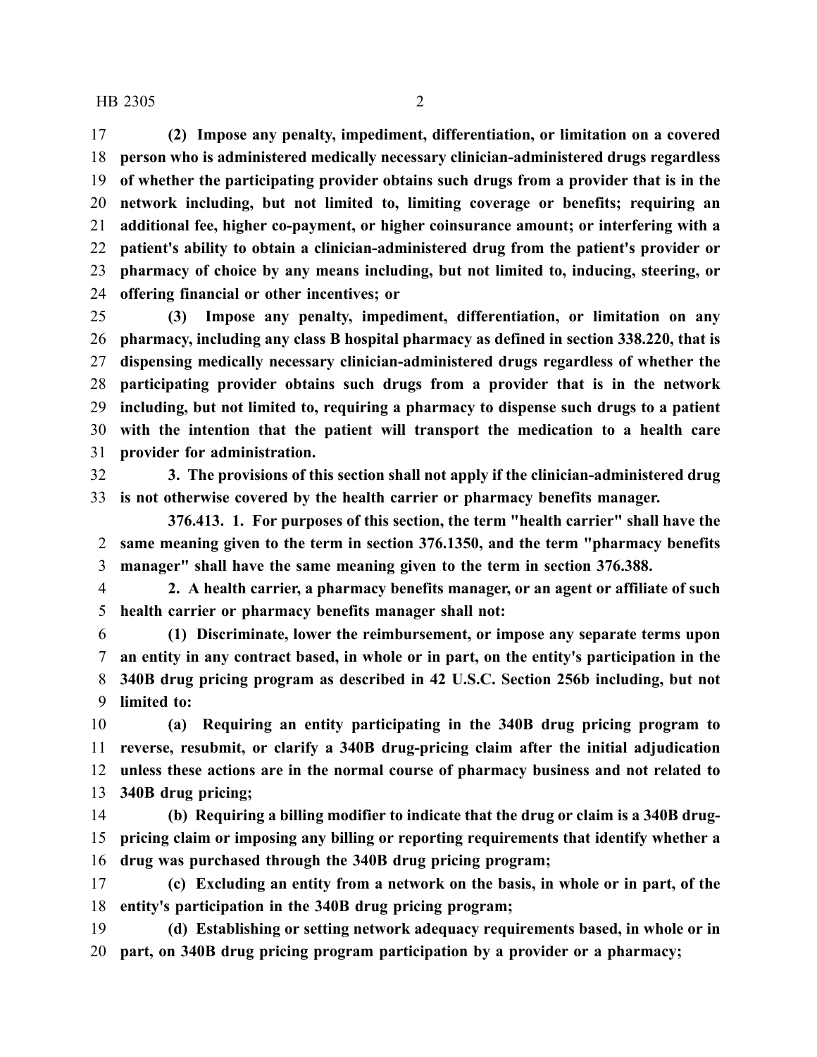**(2) Impose any penalty, impediment, differentiation, or limitation on a covered person who is administered medically necessary clinician-administered drugs regardless of whether the participating provider obtains such drugs from a provider that is in the network including, but not limited to, limiting coverage or benefits; requiring an additional fee, higher co-payment, or higher coinsurance amount; or interfering with a patient's ability to obtain a clinician-administered drug from the patient's provider or pharmacy of choice by any means including, but not limited to, inducing, steering, or offering financial or other incentives; or**

**(3) Impose any penalty, impediment, differentiation, or limitation on any pharmacy, including any class B hospital pharmacy as defined in section 338.220, that is dispensing medically necessary clinician-administered drugs regardless of whether the participating provider obtains such drugs from a provider that is in the network including, but not limited to, requiring a pharmacy to dispense such drugs to a patient with the intention that the patient will transport the medication to a health care provider for administration.**

**3. The provisions of this section shall not apply if the clinician-administered drug is not otherwise covered by the health carrier or pharmacy benefits manager.**

**376.413. 1. For purposes of this section, the term "health carrier" shall have the same meaning given to the term in section 376.1350, and the term "pharmacy benefits manager" shall have the same meaning given to the term in section 376.388.**

**2. A health carrier, a pharmacy benefits manager, or an agent or affiliate of such health carrier or pharmacy benefits manager shall not:**

**(1) Discriminate, lower the reimbursement, or impose any separate terms upon an entity in any contract based, in whole or in part, on the entity's participation in the 340B drug pricing program as described in 42 U.S.C. Section 256b including, but not limited to:**

**(a) Requiring an entity participating in the 340B drug pricing program to reverse, resubmit, or clarify a 340B drug-pricing claim after the initial adjudication unless these actions are in the normal course of pharmacy business and not related to 340B drug pricing;**

**(b) Requiring a billing modifier to indicate that the drug or claim is a 340B drug-pricing claim or imposing any billing or reporting requirements that identify whether a drug was purchased through the 340B drug pricing program;**

**(c) Excluding an entity from a network on the basis, in whole or in part, of the entity's participation in the 340B drug pricing program;**

**(d) Establishing or setting network adequacy requirements based, in whole or in part, on 340B drug pricing program participation by a provider or a pharmacy;**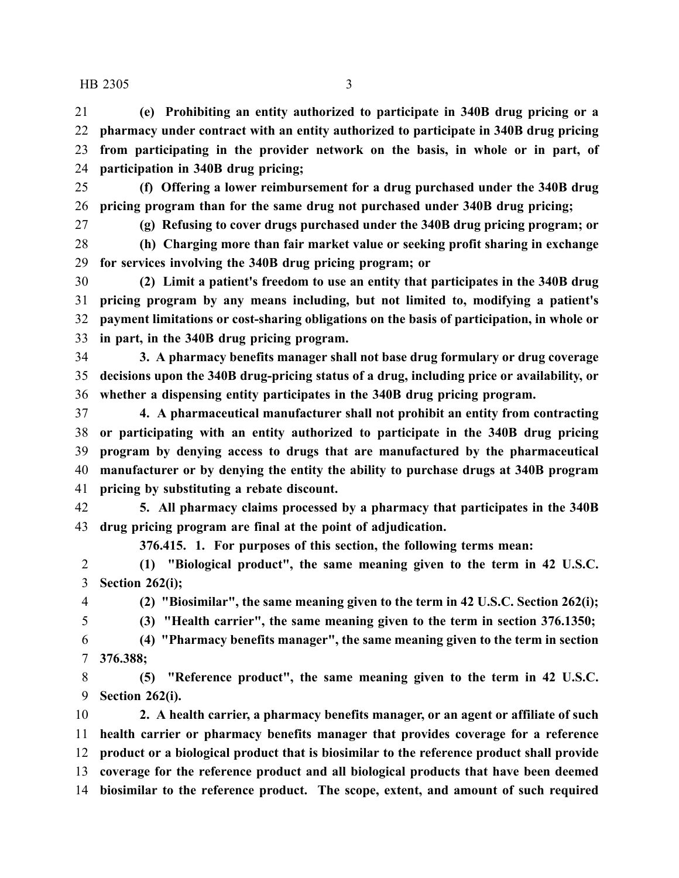**(e) Prohibiting an entity authorized to participate in 340B drug pricing or a pharmacy under contract with an entity authorized to participate in 340B drug pricing from participating in the provider network on the basis, in whole or in part, of participation in 340B drug pricing;**

**(f) Offering a lower reimbursement for a drug purchased under the 340B drug pricing program than for the same drug not purchased under 340B drug pricing;**

**(g) Refusing to cover drugs purchased under the 340B drug pricing program; or**

**(h) Charging more than fair market value or seeking profit sharing in exchange for services involving the 340B drug pricing program; or**

**(2) Limit a patient's freedom to use an entity that participates in the 340B drug pricing program by any means including, but not limited to, modifying a patient's payment limitations or cost-sharing obligations on the basis of participation, in whole or in part, in the 340B drug pricing program.**

**3. A pharmacy benefits manager shall not base drug formulary or drug coverage decisions upon the 340B drug-pricing status of a drug, including price or availability, or whether a dispensing entity participates in the 340B drug pricing program.**

**4. A pharmaceutical manufacturer shall not prohibit an entity from contracting or participating with an entity authorized to participate in the 340B drug pricing program by denying access to drugs that are manufactured by the pharmaceutical manufacturer or by denying the entity the ability to purchase drugs at 340B program pricing by substituting a rebate discount.**

**5. All pharmacy claims processed by a pharmacy that participates in the 340B drug pricing program are final at the point of adjudication.**

**376.415. 1. For purposes of this section, the following terms mean:**

**(1) "Biological product", the same meaning given to the term in 42 U.S.C. Section 262(i);**

**(2) "Biosimilar", the same meaning given to the term in 42 U.S.C. Section 262(i);**

**(3) "Health carrier", the same meaning given to the term in section 376.1350;**

**(4) "Pharmacy benefits manager", the same meaning given to the term in section 376.388;**

**(5) "Reference product", the same meaning given to the term in 42 U.S.C. Section 262(i).**

**2. A health carrier, a pharmacy benefits manager, or an agent or affiliate of such health carrier or pharmacy benefits manager that provides coverage for a reference product or a biological product that is biosimilar to the reference product shall provide coverage for the reference product and all biological products that have been deemed biosimilar to the reference product. The scope, extent, and amount of such required**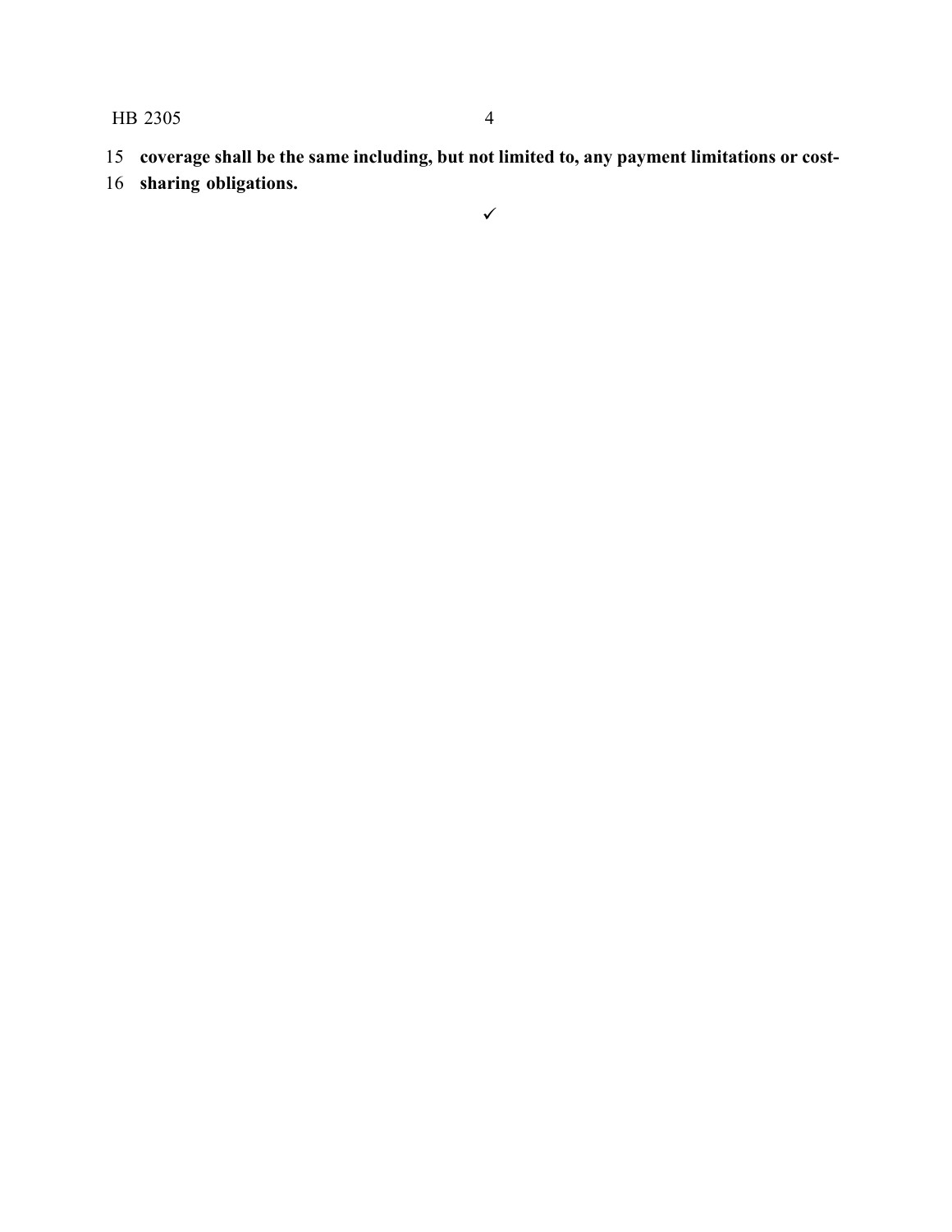**coverage shall be the same including, but not limited to, any payment limitations or cost-sharing obligations.**

✓